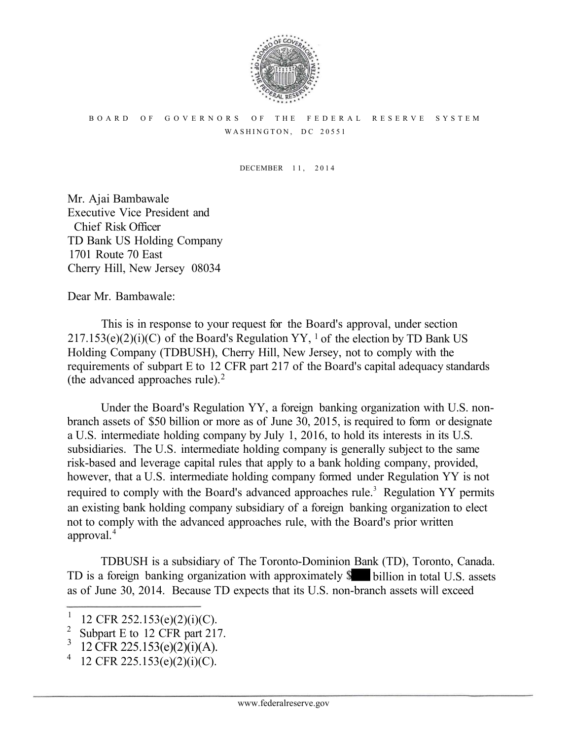BOARD OF GOVERNORS OF THE FEDERAL RESERVE SYSTEM

WASHINGTON, DC 20551

DECEMBER 11, 2014

Mr. Ajai Bambawale
Executive Vice President and
Chief Risk Officer
TD Bank US Holding Company
1701 Route 70 East
Cherry Hill, New Jersey 08034

Dear Mr. Bambawale:

This is in response to your request for the Board's approval, under section 217.153(e)(2)(i)(C) of the Board's Regulation YY, [1] of the election by TD Bank US Holding Company (TDBUSH), Cherry Hill, New Jersey, not to comply with the requirements of subpart E to 12 CFR part 217 of the Board's capital adequacy standards (the advanced approaches rule).[2]

Under the Board's Regulation YY, a foreign banking organization with U.S. non-branch assets of $50 billion or more as of June 30, 2015, is required to form or designate a U.S. intermediate holding company by July 1, 2016, to hold its interests in its U.S. subsidiaries. The U.S. intermediate holding company is generally subject to the same risk-based and leverage capital rules that apply to a bank holding company, provided, however, that a U.S. intermediate holding company formed under Regulation YY is not required to comply with the Board's advanced approaches rule.[3] Regulation YY permits an existing bank holding company subsidiary of a foreign banking organization to elect not to comply with the advanced approaches rule, with the Board's prior written approval.[4]

TDBUSH is a subsidiary of The Toronto-Dominion Bank (TD), Toronto, Canada. TD is a foreign banking organization with approximately $■■■ billion in total U.S. assets as of June 30, 2014. Because TD expects that its U.S. non-branch assets will exceed

---

[1] 12 CFR 252.153(e)(2)(i)(C).

[2] Subpart E to 12 CFR part 217.

[3] 12 CFR 225.153(e)(2)(i)(A).

[4] 12 CFR 225.153(e)(2)(i)(C).

www.federalreserve.gov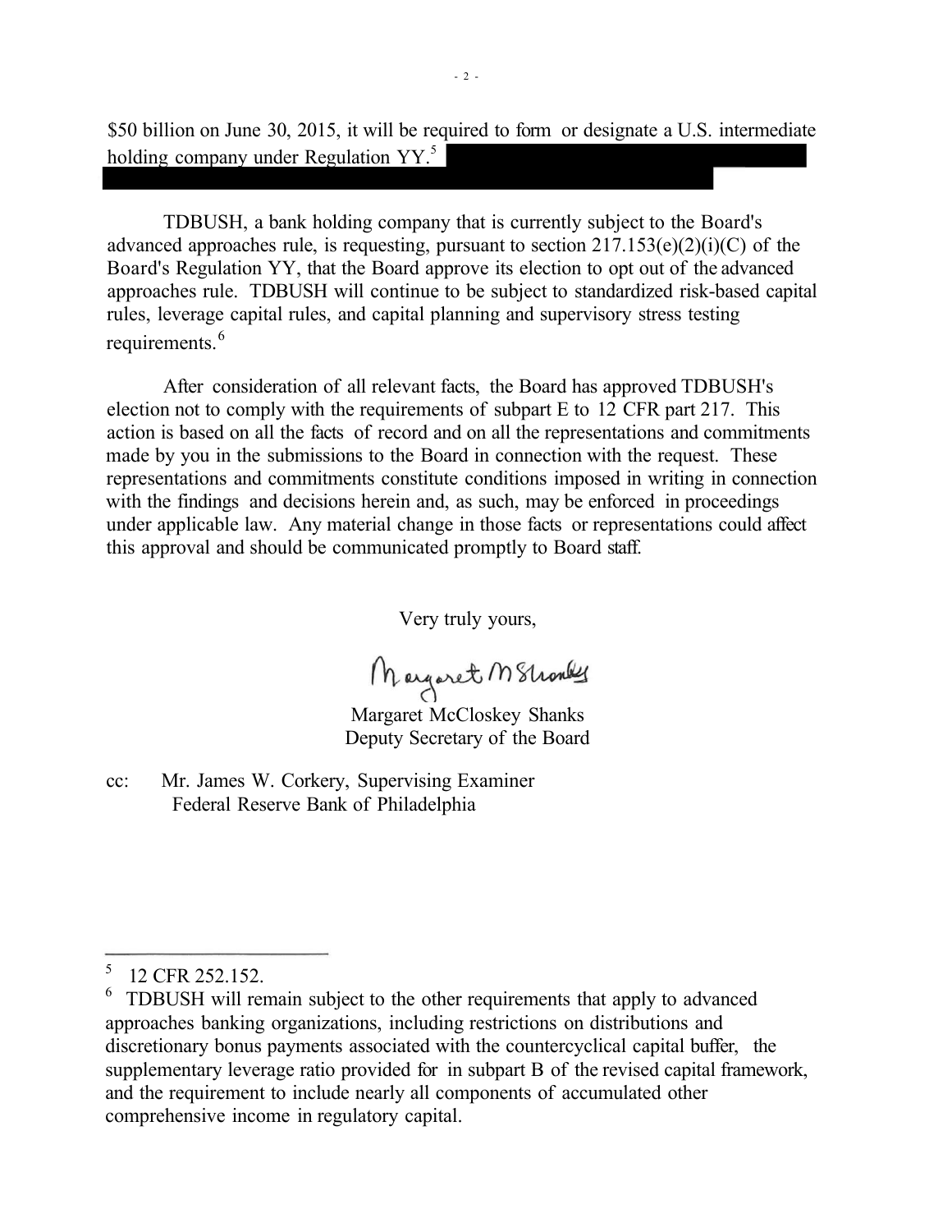$50 billion on June 30, 2015, it will be required to form or designate a U.S. intermediate holding company under Regulation YY.[5]

TDBUSH, a bank holding company that is currently subject to the Board's advanced approaches rule, is requesting, pursuant to section 217.153(e)(2)(i)(C) of the Board's Regulation YY, that the Board approve its election to opt out of the advanced approaches rule. TDBUSH will continue to be subject to standardized risk-based capital rules, leverage capital rules, and capital planning and supervisory stress testing requirements.[6]

After consideration of all relevant facts, the Board has approved TDBUSH's election not to comply with the requirements of subpart E to 12 CFR part 217. This action is based on all the facts of record and on all the representations and commitments made by you in the submissions to the Board in connection with the request. These representations and commitments constitute conditions imposed in writing in connection with the findings and decisions herein and, as such, may be enforced in proceedings under applicable law. Any material change in those facts or representations could affect this approval and should be communicated promptly to Board staff.

Very truly yours,

Margaret McCloskey Shanks
Deputy Secretary of the Board

cc: Mr. James W. Corkery, Supervising Examiner
Federal Reserve Bank of Philadelphia

---

[5] 12 CFR 252.152.

[6] TDBUSH will remain subject to the other requirements that apply to advanced approaches banking organizations, including restrictions on distributions and discretionary bonus payments associated with the countercyclical capital buffer, the supplementary leverage ratio provided for in subpart B of the revised capital framework, and the requirement to include nearly all components of accumulated other comprehensive income in regulatory capital.